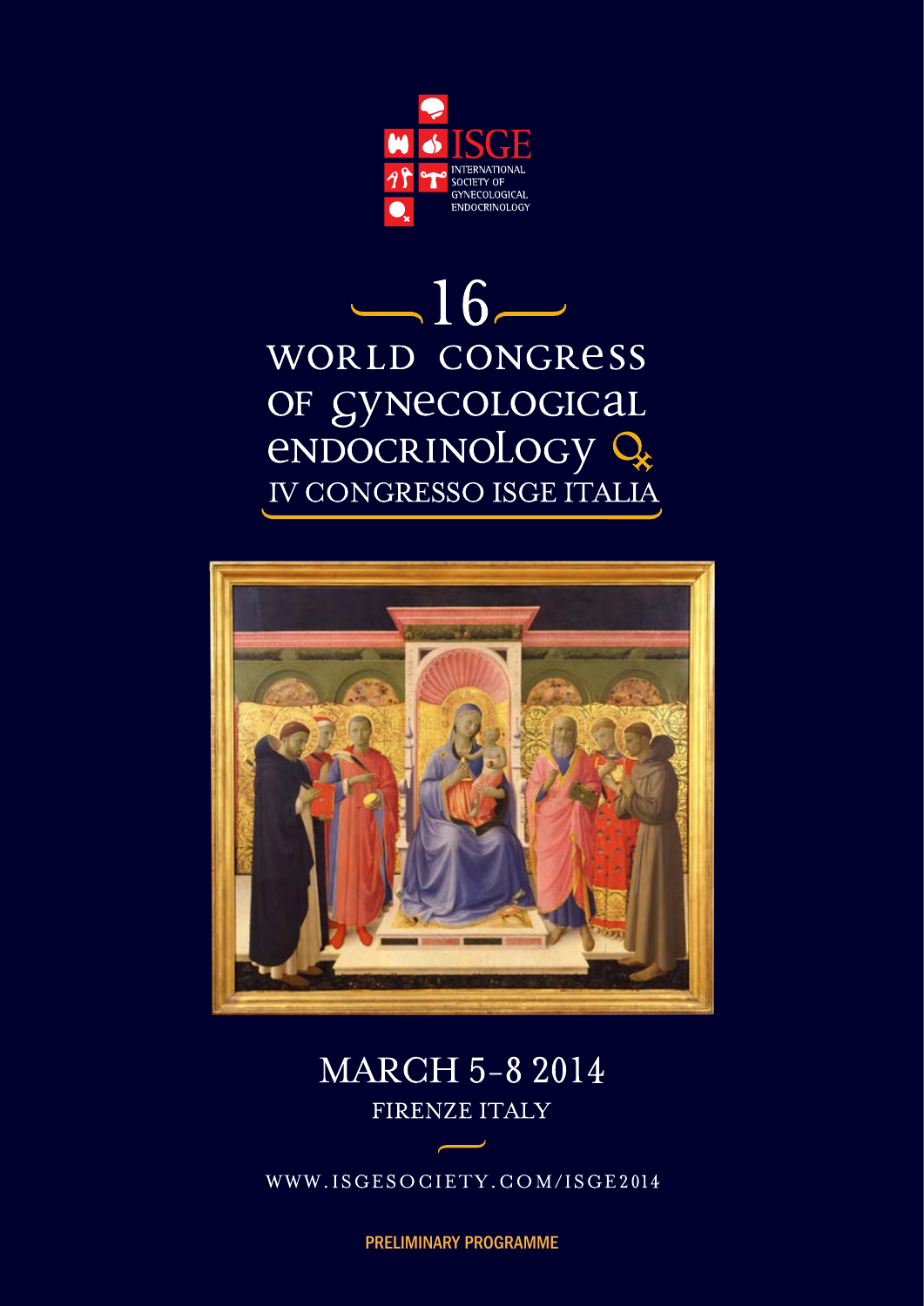ISGE

INTERNATIONAL SOCIETY OF GYNECOLOGICAL ENDOCRINOLOGY

# 16 WORLD CONGRESS OF GYNECOLOGICAL ENDOCRINOLOGY

## IV CONGRESSO ISGE ITALIA

## MARCH 5-8 2014

FIRENZE ITALY

WWW.ISGESOCIETY.COM/ISGE2014

**PRELIMINARY PROGRAMME**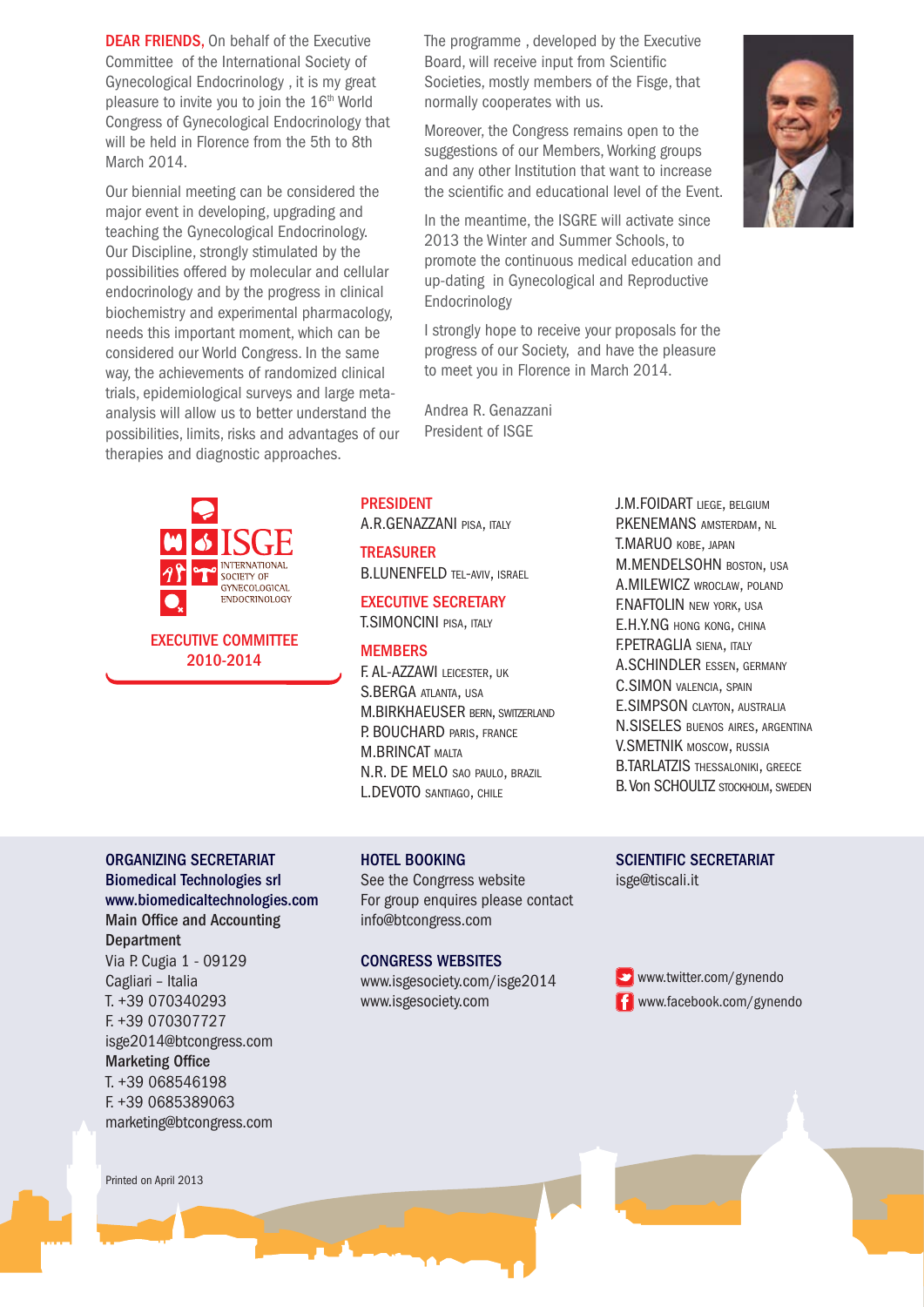**DEAR FRIENDS,** On behalf of the Executive Committee of the International Society of Gynecological Endocrinology , it is my great pleasure to invite you to join the 16th World Congress of Gynecological Endocrinology that will be held in Florence from the 5th to 8th March 2014.

Our biennial meeting can be considered the major event in developing, upgrading and teaching the Gynecological Endocrinology. Our Discipline, strongly stimulated by the possibilities offered by molecular and cellular endocrinology and by the progress in clinical biochemistry and experimental pharmacology, needs this important moment, which can be considered our World Congress. In the same way, the achievements of randomized clinical trials, epidemiological surveys and large meta-analysis will allow us to better understand the possibilities, limits, risks and advantages of our therapies and diagnostic approaches.

The programme , developed by the Executive Board, will receive input from Scientific Societies, mostly members of the Fisge, that normally cooperates with us.

Moreover, the Congress remains open to the suggestions of our Members, Working groups and any other Institution that want to increase the scientific and educational level of the Event.

In the meantime, the ISGRE will activate since 2013 the Winter and Summer Schools, to promote the continuous medical education and up-dating in Gynecological and Reproductive Endocrinology

I strongly hope to receive your proposals for the progress of our Society, and have the pleasure to meet you in Florence in March 2014.

Andrea R. Genazzani
President of ISGE

ISGE INTERNATIONAL SOCIETY OF GYNECOLOGICAL ENDOCRINOLOGY

## EXECUTIVE COMMITTEE 2010-2014

**PRESIDENT**
A.R.GENAZZANI PISA, ITALY

**TREASURER**
B.LUNENFELD TEL-AVIV, ISRAEL

**EXECUTIVE SECRETARY**
T.SIMONCINI PISA, ITALY

**MEMBERS**
F. AL-AZZAWI LEICESTER, UK
S.BERGA ATLANTA, USA
M.BIRKHAEUSER BERN, SWITZERLAND
P. BOUCHARD PARIS, FRANCE
M.BRINCAT MALTA
N.R. DE MELO SAO PAULO, BRAZIL
L.DEVOTO SANTIAGO, CHILE
J.M.FOIDART LIEGE, BELGIUM
P.KENEMANS AMSTERDAM, NL
T.MARUO KOBE, JAPAN
M.MENDELSOHN BOSTON, USA
A.MILEWICZ WROCLAW, POLAND
F.NAFTOLIN NEW YORK, USA
E.H.Y.NG HONG KONG, CHINA
F.PETRAGLIA SIENA, ITALY
A.SCHINDLER ESSEN, GERMANY
C.SIMON VALENCIA, SPAIN
E.SIMPSON CLAYTON, AUSTRALIA
N.SISELES BUENOS AIRES, ARGENTINA
V.SMETNIK MOSCOW, RUSSIA
B.TARLATZIS THESSALONIKI, GREECE
B. Von SCHOULTZ STOCKHOLM, SWEDEN

**ORGANIZING SECRETARIAT**
**Biomedical Technologies srl**
**www.biomedicaltechnologies.com**
**Main Office and Accounting Department**
Via P. Cugia 1 - 09129
Cagliari – Italia
T. +39 070340293
F. +39 070307727
isge2014@btcongress.com
**Marketing Office**
T. +39 068546198
F. +39 0685389063
marketing@btcongress.com

**HOTEL BOOKING**
See the Congrress website
For group enquires please contact
info@btcongress.com

**CONGRESS WEBSITES**
www.isgesociety.com/isge2014
www.isgesociety.com

**SCIENTIFIC SECRETARIAT**
isge@tiscali.it

www.twitter.com/gynendo
www.facebook.com/gynendo

Printed on April 2013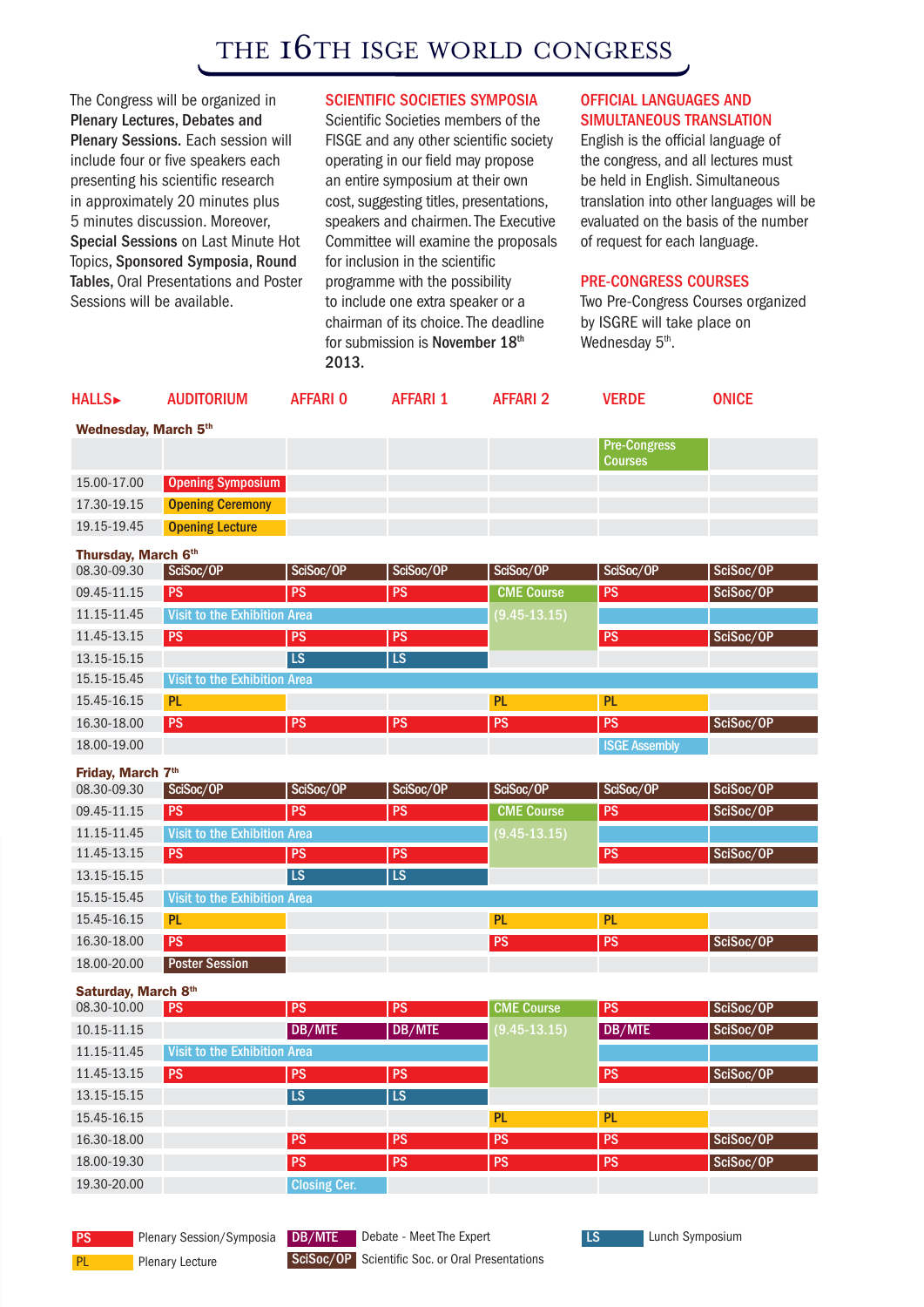# THE 16TH ISGE WORLD CONGRESS

The Congress will be organized in **Plenary Lectures, Debates and Plenary Sessions.** Each session will include four or five speakers each presenting his scientific research in approximately 20 minutes plus 5 minutes discussion. Moreover, **Special Sessions** on Last Minute Hot Topics, **Sponsored Symposia, Round Tables,** Oral Presentations and Poster Sessions will be available.

## SCIENTIFIC SOCIETIES SYMPOSIA

Scientific Societies members of the FISGE and any other scientific society operating in our field may propose an entire symposium at their own cost, suggesting titles, presentations, speakers and chairmen. The Executive Committee will examine the proposals for inclusion in the scientific programme with the possibility to include one extra speaker or a chairman of its choice. The deadline for submission is **November 18th 2013.**

## OFFICIAL LANGUAGES AND SIMULTANEOUS TRANSLATION

English is the official language of the congress, and all lectures must be held in English. Simultaneous translation into other languages will be evaluated on the basis of the number of request for each language.

## PRE-CONGRESS COURSES

Two Pre-Congress Courses organized by ISGRE will take place on Wednesday 5th.

| HALLS► | AUDITORIUM | AFFARI 0 | AFFARI 1 | AFFARI 2 | VERDE | ONICE |
|---|---|---|---|---|---|---|
| **Wednesday, March 5th** | | | | | | |
| | | | | | Pre-Congress Courses | |
| 15.00-17.00 | Opening Symposium | | | | | |
| 17.30-19.15 | Opening Ceremony | | | | | |
| 19.15-19.45 | Opening Lecture | | | | | |
| **Thursday, March 6th** | | | | | | |
| 08.30-09.30 | SciSoc/OP | SciSoc/OP | SciSoc/OP | SciSoc/OP | SciSoc/OP | SciSoc/OP |
| 09.45-11.15 | PS | PS | PS | CME Course (9.45-13.15) | PS | SciSoc/OP |
| 11.15-11.45 | Visit to the Exhibition Area | | | | | |
| 11.45-13.15 | PS | PS | PS | | PS | SciSoc/OP |
| 13.15-15.15 | | LS | LS | | | |
| 15.15-15.45 | Visit to the Exhibition Area | | | | | |
| 15.45-16.15 | PL | | | PL | PL | |
| 16.30-18.00 | PS | PS | PS | PS | PS | SciSoc/OP |
| 18.00-19.00 | | | | | ISGE Assembly | |
| **Friday, March 7th** | | | | | | |
| 08.30-09.30 | SciSoc/OP | SciSoc/OP | SciSoc/OP | SciSoc/OP | SciSoc/OP | SciSoc/OP |
| 09.45-11.15 | PS | PS | PS | CME Course (9.45-13.15) | PS | SciSoc/OP |
| 11.15-11.45 | Visit to the Exhibition Area | | | | | |
| 11.45-13.15 | PS | PS | PS | | PS | SciSoc/OP |
| 13.15-15.15 | | LS | LS | | | |
| 15.15-15.45 | Visit to the Exhibition Area | | | | | |
| 15.45-16.15 | PL | | | PL | PL | |
| 16.30-18.00 | PS | | | PS | PS | SciSoc/OP |
| 18.00-20.00 | Poster Session | | | | | |
| **Saturday, March 8th** | | | | | | |
| 08.30-10.00 | PS | PS | PS | CME Course (9.45-13.15) | PS | SciSoc/OP |
| 10.15-11.15 | | DB/MTE | DB/MTE | | DB/MTE | SciSoc/OP |
| 11.15-11.45 | Visit to the Exhibition Area | | | | | |
| 11.45-13.15 | PS | PS | PS | | PS | SciSoc/OP |
| 13.15-15.15 | | LS | LS | | | |
| 15.45-16.15 | | | | PL | PL | |
| 16.30-18.00 | | PS | PS | PS | PS | SciSoc/OP |
| 18.00-19.30 | | PS | PS | PS | PS | SciSoc/OP |
| 19.30-20.00 | | Closing Cer. | | | | |

PS — Plenary Session/Symposia
PL — Plenary Lecture
DB/MTE — Debate - Meet The Expert
SciSoc/OP — Scientific Soc. or Oral Presentations
LS — Lunch Symposium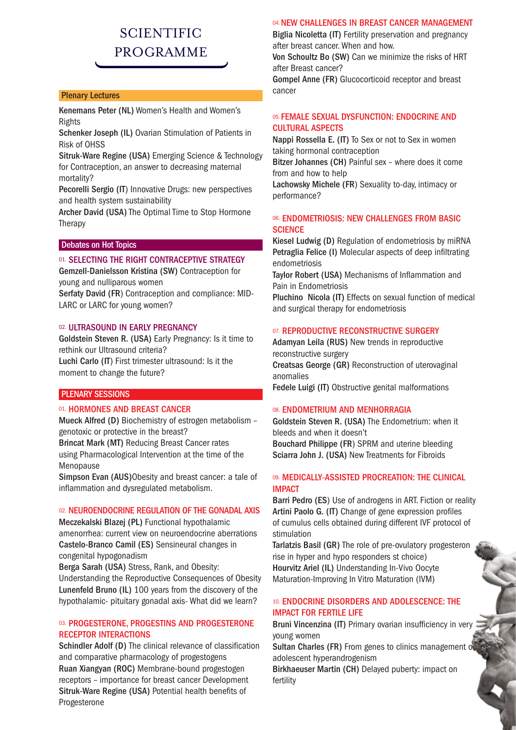# SCIENTIFIC PROGRAMME

## Plenary Lectures

**Kenemans Peter (NL)** Women's Health and Women's Rights

**Schenker Joseph (IL)** Ovarian Stimulation of Patients in Risk of OHSS

**Sitruk-Ware Regine (USA)** Emerging Science & Technology for Contraception, an answer to decreasing maternal mortality?

**Pecorelli Sergio (IT)** Innovative Drugs: new perspectives and health system sustainability

**Archer David (USA)** The Optimal Time to Stop Hormone Therapy

## Debates on Hot Topics

### 01. SELECTING THE RIGHT CONTRACEPTIVE STRATEGY

**Gemzell-Danielsson Kristina (SW)** Contraception for young and nulliparous women

**Serfaty David (FR)** Contraception and compliance: MID-LARC or LARC for young women?

### 02. ULTRASOUND IN EARLY PREGNANCY

**Goldstein Steven R. (USA)** Early Pregnancy: Is it time to rethink our Ultrasound criteria?

**Luchi Carlo (IT)** First trimester ultrasound: Is it the moment to change the future?

## PLENARY SESSIONS

### 01. HORMONES AND BREAST CANCER

**Mueck Alfred (D)** Biochemistry of estrogen metabolism – genotoxic or protective in the breast?

**Brincat Mark (MT)** Reducing Breast Cancer rates using Pharmacological Intervention at the time of the Menopause

**Simpson Evan (AUS)** Obesity and breast cancer: a tale of inflammation and dysregulated metabolism.

### 02. NEUROENDOCRINE REGULATION OF THE GONADAL AXIS

**Meczekalski Blazej (PL)** Functional hypothalamic amenorrhea: current view on neuroendocrine aberrations

**Castelo-Branco Camil (ES)** Sensineural changes in congenital hypogonadism

**Berga Sarah (USA)** Stress, Rank, and Obesity: Understanding the Reproductive Consequences of Obesity

**Lunenfeld Bruno (IL)** 100 years from the discovery of the hypothalamic- pituitary gonadal axis- What did we learn?

### 03. PROGESTERONE, PROGESTINS AND PROGESTERONE RECEPTOR INTERACTIONS

**Schindler Adolf (D)** The clinical relevance of classification and comparative pharmacology of progestogens

**Ruan Xiangyan (ROC)** Membrane-bound progestogen receptors – importance for breast cancer Development

**Sitruk-Ware Regine (USA)** Potential health benefits of Progesterone

### 04. NEW CHALLENGES IN BREAST CANCER MANAGEMENT

**Biglia Nicoletta (IT)** Fertility preservation and pregnancy after breast cancer. When and how.

**Von Schoultz Bo (SW)** Can we minimize the risks of HRT after Breast cancer?

**Gompel Anne (FR)** Glucocorticoid receptor and breast cancer

### 05. FEMALE SEXUAL DYSFUNCTION: ENDOCRINE AND CULTURAL ASPECTS

**Nappi Rossella E. (IT)** To Sex or not to Sex in women taking hormonal contraception

**Bitzer Johannes (CH)** Painful sex – where does it come from and how to help

**Lachowsky Michele (FR)** Sexuality to-day, intimacy or performance?

### 06. ENDOMETRIOSIS: NEW CHALLENGES FROM BASIC SCIENCE

**Kiesel Ludwig (D)** Regulation of endometriosis by miRNA

**Petraglia Felice (I)** Molecular aspects of deep infiltrating endometriosis

**Taylor Robert (USA)** Mechanisms of Inflammation and Pain in Endometriosis

**Pluchino Nicola (IT)** Effects on sexual function of medical and surgical therapy for endometriosis

### 07. REPRODUCTIVE RECONSTRUCTIVE SURGERY

**Adamyan Leila (RUS)** New trends in reproductive reconstructive surgery

**Creatsas George (GR)** Reconstruction of uterovaginal anomalies

**Fedele Luigi (IT)** Obstructive genital malformations

### 08. ENDOMETRIUM AND MENHORRAGIA

**Goldstein Steven R. (USA)** The Endometrium: when it bleeds and when it doesn't

**Bouchard Philippe (FR)** SPRM and uterine bleeding

**Sciarra John J. (USA)** New Treatments for Fibroids

### 09. MEDICALLY-ASSISTED PROCREATION: THE CLINICAL IMPACT

**Barri Pedro (ES)** Use of androgens in ART. Fiction or reality

**Artini Paolo G. (IT)** Change of gene expression profiles of cumulus cells obtained during different IVF protocol of stimulation

**Tarlatzis Basil (GR)** The role of pre-ovulatory progesteron rise in hyper and hypo responders st choice)

**Hourvitz Ariel (IL)** Understanding In-Vivo Oocyte Maturation-Improving In Vitro Maturation (IVM)

### 10. ENDOCRINE DISORDERS AND ADOLESCENCE: THE IMPACT FOR FERTILE LIFE

**Bruni Vincenzina (IT)** Primary ovarian insufficiency in very young women

**Sultan Charles (FR)** From genes to clinics management of adolescent hyperandrogenism

**Birkhaeuser Martin (CH)** Delayed puberty: impact on fertility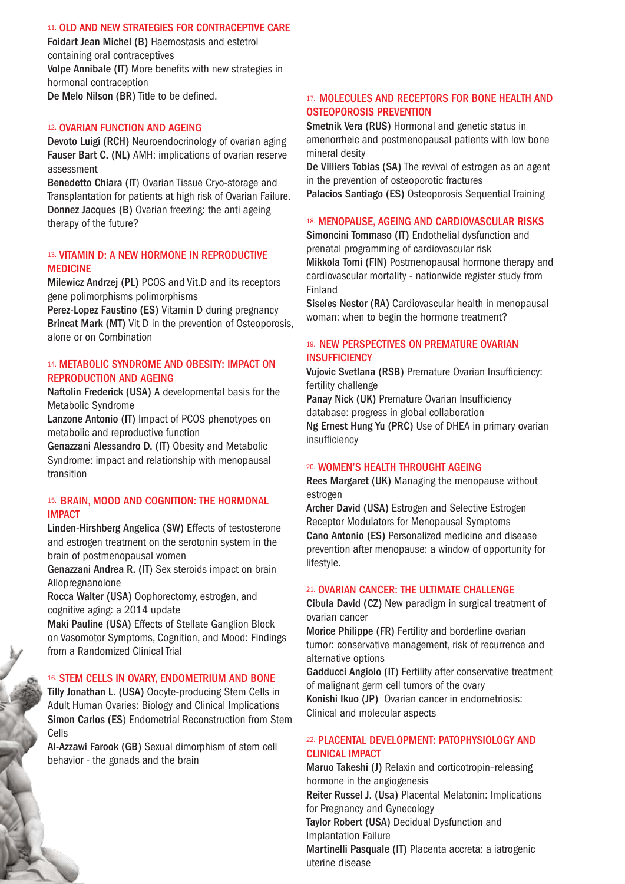## 11. OLD AND NEW STRATEGIES FOR CONTRACEPTIVE CARE

**Foidart Jean Michel (B)** Haemostasis and estetrol containing oral contraceptives

**Volpe Annibale (IT)** More benefits with new strategies in hormonal contraception

**De Melo Nilson (BR)** Title to be defined.

## 12. OVARIAN FUNCTION AND AGEING

**Devoto Luigi (RCH)** Neuroendocrinology of ovarian aging

**Fauser Bart C. (NL)** AMH: implications of ovarian reserve assessment

**Benedetto Chiara (IT)** Ovarian Tissue Cryo-storage and Transplantation for patients at high risk of Ovarian Failure.

**Donnez Jacques (B)** Ovarian freezing: the anti ageing therapy of the future?

## 13. VITAMIN D: A NEW HORMONE IN REPRODUCTIVE MEDICINE

**Milewicz Andrzej (PL)** PCOS and Vit.D and its receptors gene polimorphisms polimorphisms

**Perez-Lopez Faustino (ES)** Vitamin D during pregnancy

**Brincat Mark (MT)** Vit D in the prevention of Osteoporosis, alone or on Combination

## 14. METABOLIC SYNDROME AND OBESITY: IMPACT ON REPRODUCTION AND AGEING

**Naftolin Frederick (USA)** A developmental basis for the Metabolic Syndrome

**Lanzone Antonio (IT)** Impact of PCOS phenotypes on metabolic and reproductive function

**Genazzani Alessandro D. (IT)** Obesity and Metabolic Syndrome: impact and relationship with menopausal transition

## 15. BRAIN, MOOD AND COGNITION: THE HORMONAL IMPACT

**Linden-Hirshberg Angelica (SW)** Effects of testosterone and estrogen treatment on the serotonin system in the brain of postmenopausal women

**Genazzani Andrea R. (IT)** Sex steroids impact on brain Allopregnanolone

**Rocca Walter (USA)** Oophorectomy, estrogen, and cognitive aging: a 2014 update

**Maki Pauline (USA)** Effects of Stellate Ganglion Block on Vasomotor Symptoms, Cognition, and Mood: Findings from a Randomized Clinical Trial

## 16. STEM CELLS IN OVARY, ENDOMETRIUM AND BONE

**Tilly Jonathan L. (USA)** Oocyte-producing Stem Cells in Adult Human Ovaries: Biology and Clinical Implications

**Simon Carlos (ES)** Endometrial Reconstruction from Stem Cells

**Al-Azzawi Farook (GB)** Sexual dimorphism of stem cell behavior - the gonads and the brain

## 17. MOLECULES AND RECEPTORS FOR BONE HEALTH AND OSTEOPOROSIS PREVENTION

**Smetnik Vera (RUS)** Hormonal and genetic status in amenorrheic and postmenopausal patients with low bone mineral desity

**De Villiers Tobias (SA)** The revival of estrogen as an agent in the prevention of osteoporotic fractures

**Palacios Santiago (ES)** Osteoporosis Sequential Training

## 18. MENOPAUSE, AGEING AND CARDIOVASCULAR RISKS

**Simoncini Tommaso (IT)** Endothelial dysfunction and prenatal programming of cardiovascular risk

**Mikkola Tomi (FIN)** Postmenopausal hormone therapy and cardiovascular mortality - nationwide register study from Finland

**Siseles Nestor (RA)** Cardiovascular health in menopausal woman: when to begin the hormone treatment?

## 19. NEW PERSPECTIVES ON PREMATURE OVARIAN INSUFFICIENCY

**Vujovic Svetlana (RSB)** Premature Ovarian Insufficiency: fertility challenge

**Panay Nick (UK)** Premature Ovarian Insufficiency database: progress in global collaboration

**Ng Ernest Hung Yu (PRC)** Use of DHEA in primary ovarian insufficiency

## 20. WOMEN'S HEALTH THROUGHT AGEING

**Rees Margaret (UK)** Managing the menopause without estrogen

**Archer David (USA)** Estrogen and Selective Estrogen Receptor Modulators for Menopausal Symptoms

**Cano Antonio (ES)** Personalized medicine and disease prevention after menopause: a window of opportunity for lifestyle.

## 21. OVARIAN CANCER: THE ULTIMATE CHALLENGE

**Cibula David (CZ)** New paradigm in surgical treatment of ovarian cancer

**Morice Philippe (FR)** Fertility and borderline ovarian tumor: conservative management, risk of recurrence and alternative options

**Gadducci Angiolo (IT)** Fertility after conservative treatment of malignant germ cell tumors of the ovary

**Konishi Ikuo (JP)** Ovarian cancer in endometriosis: Clinical and molecular aspects

## 22. PLACENTAL DEVELOPMENT: PATOPHYSIOLOGY AND CLINICAL IMPACT

**Maruo Takeshi (J)** Relaxin and corticotropin–releasing hormone in the angiogenesis

**Reiter Russel J. (Usa)** Placental Melatonin: Implications for Pregnancy and Gynecology

**Taylor Robert (USA)** Decidual Dysfunction and Implantation Failure

**Martinelli Pasquale (IT)** Placenta accreta: a iatrogenic uterine disease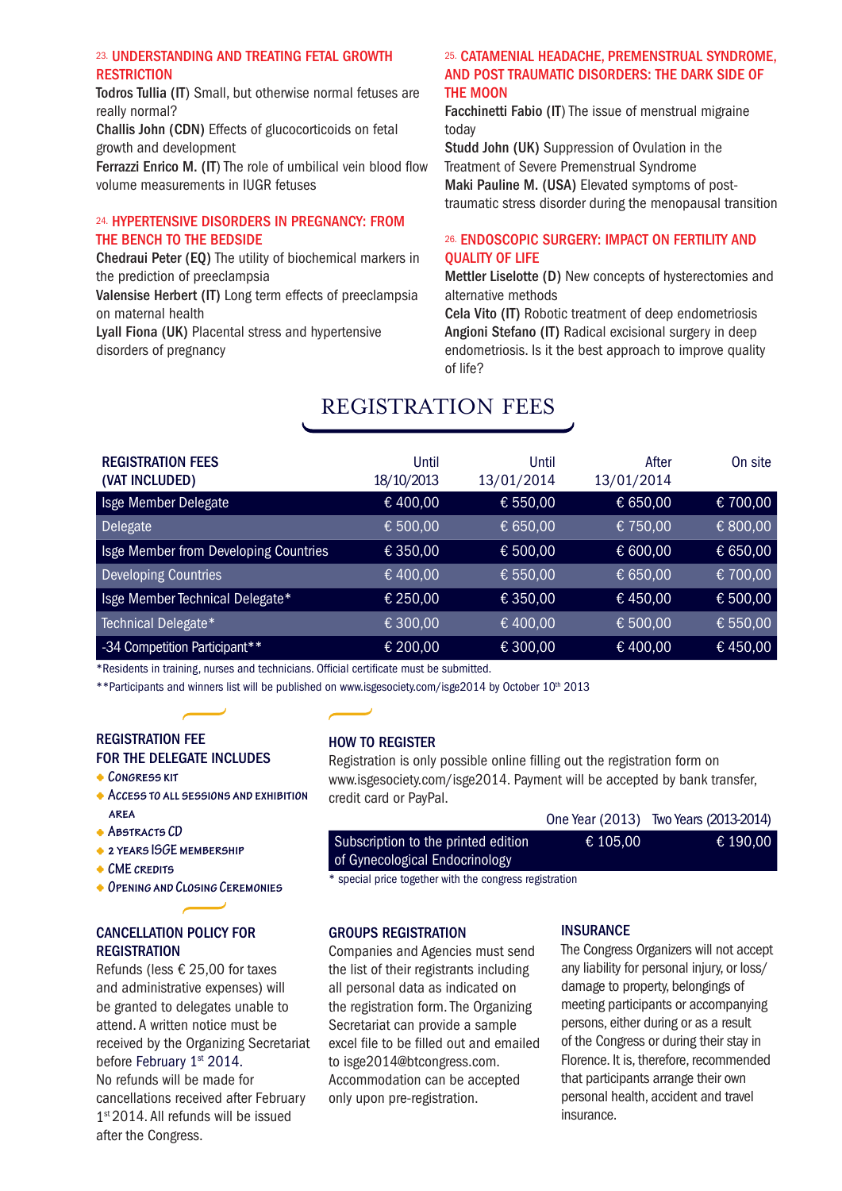### 23. UNDERSTANDING AND TREATING FETAL GROWTH RESTRICTION

**Todros Tullia (IT)** Small, but otherwise normal fetuses are really normal?
**Challis John (CDN)** Effects of glucocorticoids on fetal growth and development
**Ferrazzi Enrico M. (IT)** The role of umbilical vein blood flow volume measurements in IUGR fetuses

### 24. HYPERTENSIVE DISORDERS IN PREGNANCY: FROM THE BENCH TO THE BEDSIDE

**Chedraui Peter (EQ)** The utility of biochemical markers in the prediction of preeclampsia
**Valensise Herbert (IT)** Long term effects of preeclampsia on maternal health
**Lyall Fiona (UK)** Placental stress and hypertensive disorders of pregnancy

### 25. CATAMENIAL HEADACHE, PREMENSTRUAL SYNDROME, AND POST TRAUMATIC DISORDERS: THE DARK SIDE OF THE MOON

**Facchinetti Fabio (IT)** The issue of menstrual migraine today
**Studd John (UK)** Suppression of Ovulation in the Treatment of Severe Premenstrual Syndrome
**Maki Pauline M. (USA)** Elevated symptoms of post-traumatic stress disorder during the menopausal transition

### 26. ENDOSCOPIC SURGERY: IMPACT ON FERTILITY AND QUALITY OF LIFE

**Mettler Liselotte (D)** New concepts of hysterectomies and alternative methods
**Cela Vito (IT)** Robotic treatment of deep endometriosis
**Angioni Stefano (IT)** Radical excisional surgery in deep endometriosis. Is it the best approach to improve quality of life?

# REGISTRATION FEES

| REGISTRATION FEES (VAT INCLUDED) | Until 18/10/2013 | Until 13/01/2014 | After 13/01/2014 | On site |
|---|---|---|---|---|
| Isge Member Delegate | € 400,00 | € 550,00 | € 650,00 | € 700,00 |
| Delegate | € 500,00 | € 650,00 | € 750,00 | € 800,00 |
| Isge Member from Developing Countries | € 350,00 | € 500,00 | € 600,00 | € 650,00 |
| Developing Countries | € 400,00 | € 550,00 | € 650,00 | € 700,00 |
| Isge Member Technical Delegate* | € 250,00 | € 350,00 | € 450,00 | € 500,00 |
| Technical Delegate* | € 300,00 | € 400,00 | € 500,00 | € 550,00 |
| -34 Competition Participant** | € 200,00 | € 300,00 | € 400,00 | € 450,00 |

*Residents in training, nurses and technicians. Official certificate must be submitted.
**Participants and winners list will be published on www.isgesociety.com/isge2014 by October 10th 2013

### REGISTRATION FEE FOR THE DELEGATE INCLUDES

- Congress kit
- Access to all sessions and exhibition area
- Abstracts CD
- 2 years ISGE membership
- CME credits
- Opening and Closing Ceremonies

### HOW TO REGISTER

Registration is only possible online filling out the registration form on www.isgesociety.com/isge2014. Payment will be accepted by bank transfer, credit card or PayPal.

| | One Year (2013) | Two Years (2013-2014) |
|---|---|---|
| Subscription to the printed edition of Gynecological Endocrinology | € 105,00 | € 190,00 |

* special price together with the congress registration

### CANCELLATION POLICY FOR REGISTRATION

Refunds (less € 25,00 for taxes and administrative expenses) will be granted to delegates unable to attend. A written notice must be received by the Organizing Secretariat before February 1st 2014.
No refunds will be made for cancellations received after February 1st 2014. All refunds will be issued after the Congress.

### GROUPS REGISTRATION

Companies and Agencies must send the list of their registrants including all personal data as indicated on the registration form. The Organizing Secretariat can provide a sample excel file to be filled out and emailed to isge2014@btcongress.com. Accommodation can be accepted only upon pre-registration.

### INSURANCE

The Congress Organizers will not accept any liability for personal injury, or loss/damage to property, belongings of meeting participants or accompanying persons, either during or as a result of the Congress or during their stay in Florence. It is, therefore, recommended that participants arrange their own personal health, accident and travel insurance.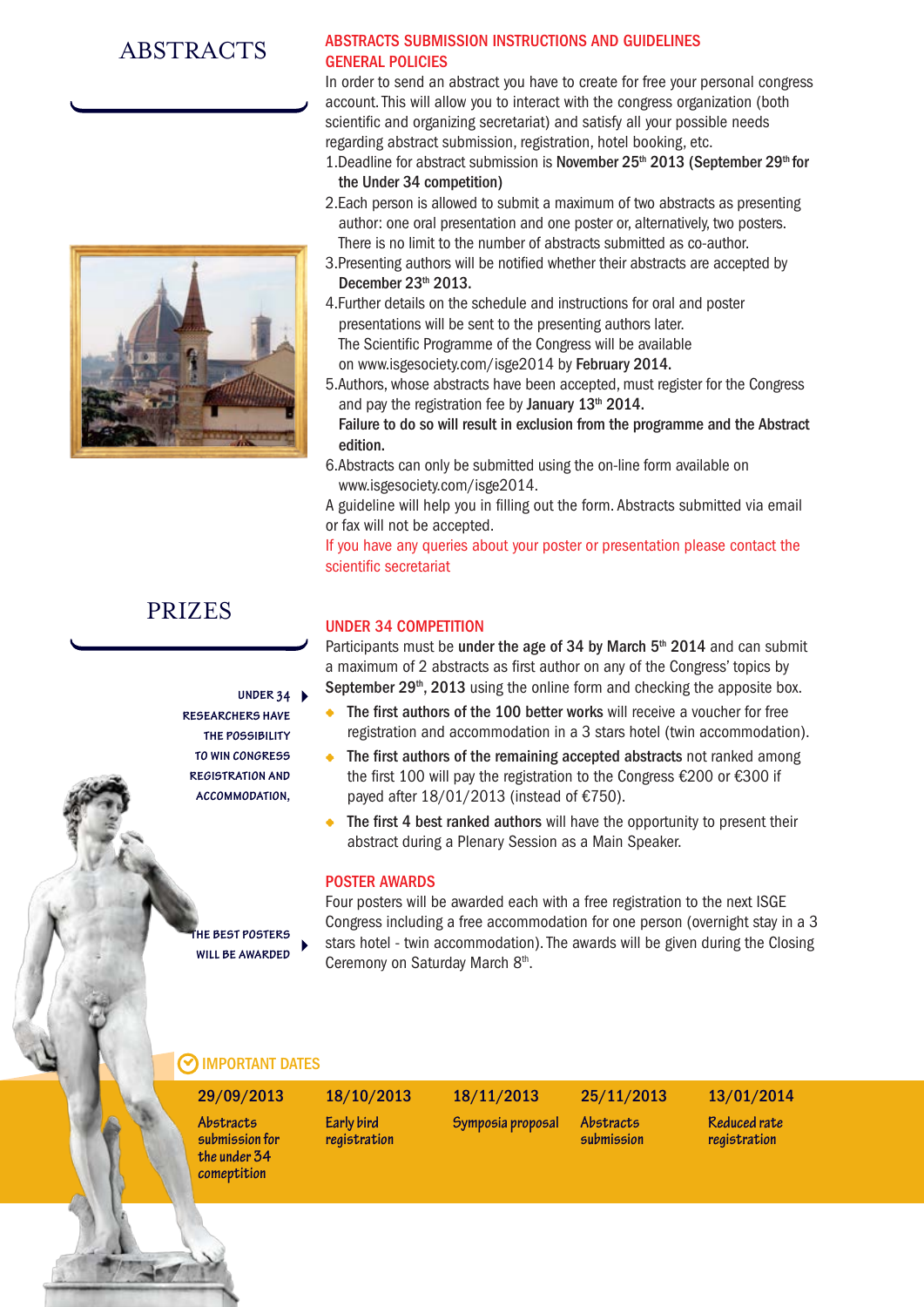# ABSTRACTS

## ABSTRACTS SUBMISSION INSTRUCTIONS AND GUIDELINES

## GENERAL POLICIES

In order to send an abstract you have to create for free your personal congress account. This will allow you to interact with the congress organization (both scientific and organizing secretariat) and satisfy all your possible needs regarding abstract submission, registration, hotel booking, etc.

1. Deadline for abstract submission is **November 25th 2013 (September 29th for the Under 34 competition)**
2. Each person is allowed to submit a maximum of two abstracts as presenting author: one oral presentation and one poster or, alternatively, two posters. There is no limit to the number of abstracts submitted as co-author.
3. Presenting authors will be notified whether their abstracts are accepted by **December 23th 2013.**
4. Further details on the schedule and instructions for oral and poster presentations will be sent to the presenting authors later. The Scientific Programme of the Congress will be available on www.isgesociety.com/isge2014 by **February 2014.**
5. Authors, whose abstracts have been accepted, must register for the Congress and pay the registration fee by **January 13th 2014.** **Failure to do so will result in exclusion from the programme and the Abstract edition.**
6. Abstracts can only be submitted using the on-line form available on www.isgesociety.com/isge2014.

A guideline will help you in filling out the form. Abstracts submitted via email or fax will not be accepted.

If you have any queries about your poster or presentation please contact the scientific secretariat

# PRIZES

UNDER 34 RESEARCHERS HAVE THE POSSIBILITY TO WIN CONGRESS REGISTRATION AND ACCOMMODATION,

## UNDER 34 COMPETITION

Participants must be **under the age of 34 by March 5th 2014** and can submit a maximum of 2 abstracts as first author on any of the Congress' topics by **September 29th, 2013** using the online form and checking the apposite box.

- **The first authors of the 100 better works** will receive a voucher for free registration and accommodation in a 3 stars hotel (twin accommodation).
- **The first authors of the remaining accepted abstracts** not ranked among the first 100 will pay the registration to the Congress €200 or €300 if payed after 18/01/2013 (instead of €750).
- **The first 4 best ranked authors** will have the opportunity to present their abstract during a Plenary Session as a Main Speaker.

THE BEST POSTERS WILL BE AWARDED

## POSTER AWARDS

Four posters will be awarded each with a free registration to the next ISGE Congress including a free accommodation for one person (overnight stay in a 3 stars hotel - twin accommodation). The awards will be given during the Closing Ceremony on Saturday March 8th.

## IMPORTANT DATES

| 29/09/2013 | 18/10/2013 | 18/11/2013 | 25/11/2013 | 13/01/2014 |
|---|---|---|---|---|
| Abstracts submission for the under 34 comeptition | Early bird registration | Symposia proposal | Abstracts submission | Reduced rate registration |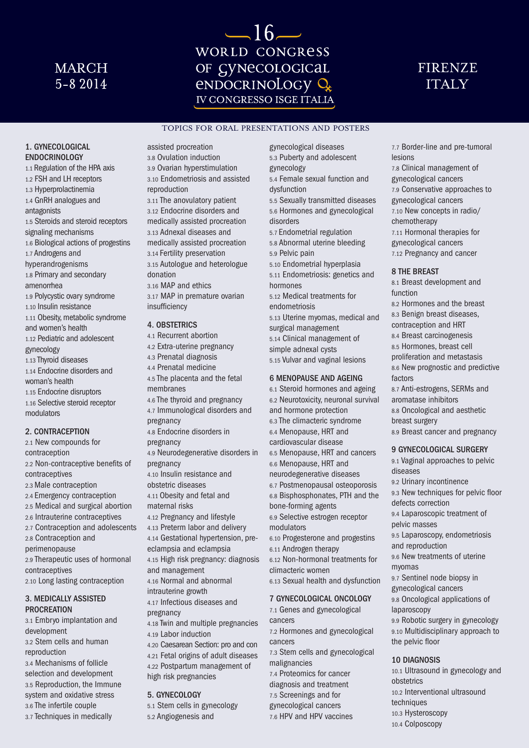MARCH
5-8 2014

# 16 WORLD CONGRESS OF GYNECOLOGICAL ENDOCRINOLOGY

IV CONGRESSO ISGE ITALIA

FIRENZE
ITALY

## TOPICS FOR ORAL PRESENTATIONS AND POSTERS

### 1. GYNECOLOGICAL ENDOCRINOLOGY

1.1 Regulation of the HPA axis
1.2 FSH and LH receptors
1.3 Hyperprolactinemia
1.4 GnRH analogues and antagonists
1.5 Steroids and steroid receptors signaling mechanisms
1.6 Biological actions of progestins
1.7 Androgens and hyperandrogenisms
1.8 Primary and secondary amenorrhea
1.9 Polycystic ovary syndrome
1.10 Insulin resistance
1.11 Obesity, metabolic syndrome and women's health
1.12 Pediatric and adolescent gynecology
1.13 Thyroid diseases
1.14 Endocrine disorders and woman's health
1.15 Endocrine disruptors
1.16 Selective steroid receptor modulators

### 2. CONTRACEPTION

2.1 New compounds for contraception
2.2 Non-contraceptive benefits of contraceptives
2.3 Male contraception
2.4 Emergency contraception
2.5 Medical and surgical abortion
2.6 Intrauterine contraceptives
2.7 Contraception and adolescents
2.8 Contraception and perimenopause
2.9 Therapeutic uses of hormonal contraceptives
2.10 Long lasting contraception

### 3. MEDICALLY ASSISTED PROCREATION

3.1 Embryo implantation and development
3.2 Stem cells and human reproduction
3.4 Mechanisms of follicle selection and development
3.5 Reproduction, the Immune system and oxidative stress
3.6 The infertile couple
3.7 Techniques in medically assisted procreation
3.8 Ovulation induction
3.9 Ovarian hyperstimulation
3.10 Endometriosis and assisted reproduction
3.11 The anovulatory patient
3.12 Endocrine disorders and medically assisted procreation
3.13 Adnexal diseases and medically assisted procreation
3.14 Fertility preservation
3.15 Autologue and heterologue donation
3.16 MAP and ethics
3.17 MAP in premature ovarian insufficiency

### 4. OBSTETRICS

4.1 Recurrent abortion
4.2 Extra-uterine pregnancy
4.3 Prenatal diagnosis
4.4 Prenatal medicine
4.5 The placenta and the fetal membranes
4.6 The thyroid and pregnancy
4.7 Immunological disorders and pregnancy
4.8 Endocrine disorders in pregnancy
4.9 Neurodegenerative disorders in pregnancy
4.10 Insulin resistance and obstetric diseases
4.11 Obesity and fetal and maternal risks
4.12 Pregnancy and lifestyle
4.13 Preterm labor and delivery
4.14 Gestational hypertension, pre-eclampsia and eclampsia
4.15 High risk pregnancy: diagnosis and management
4.16 Normal and abnormal intrauterine growth
4.17 Infectious diseases and pregnancy
4.18 Twin and multiple pregnancies
4.19 Labor induction
4.20 Caesarean Section: pro and con
4.21 Fetal origins of adult diseases
4.22 Postpartum management of high risk pregnancies

### 5. GYNECOLOGY

5.1 Stem cells in gynecology
5.2 Angiogenesis and gynecological diseases
5.3 Puberty and adolescent gynecology
5.4 Female sexual function and dysfunction
5.5 Sexually transmitted diseases
5.6 Hormones and gynecological disorders
5.7 Endometrial regulation
5.8 Abnormal uterine bleeding
5.9 Pelvic pain
5.10 Endometrial hyperplasia
5.11 Endometriosis: genetics and hormones
5.12 Medical treatments for endometriosis
5.13 Uterine myomas, medical and surgical management
5.14 Clinical management of simple adnexal cysts
5.15 Vulvar and vaginal lesions

### 6 MENOPAUSE AND AGEING

6.1 Steroid hormones and ageing
6.2 Neurotoxicity, neuronal survival and hormone protection
6.3 The climacteric syndrome
6.4 Menopause, HRT and cardiovascular disease
6.5 Menopause, HRT and cancers
6.6 Menopause, HRT and neurodegenerative diseases
6.7 Postmenopausal osteoporosis
6.8 Bisphosphonates, PTH and the bone-forming agents
6.9 Selective estrogen receptor modulators
6.10 Progesterone and progestins
6.11 Androgen therapy
6.12 Non-hormonal treatments for climacteric women
6.13 Sexual health and dysfunction

### 7 GYNECOLOGICAL ONCOLOGY

7.1 Genes and gynecological cancers
7.2 Hormones and gynecological cancers
7.3 Stem cells and gynecological malignancies
7.4 Proteomics for cancer diagnosis and treatment
7.5 Screenings and for gynecological cancers
7.6 HPV and HPV vaccines
7.7 Border-line and pre-tumoral lesions
7.8 Clinical management of gynecological cancers
7.9 Conservative approaches to gynecological cancers
7.10 New concepts in radio/chemotherapy
7.11 Hormonal therapies for gynecological cancers
7.12 Pregnancy and cancer

### 8 THE BREAST

8.1 Breast development and function
8.2 Hormones and the breast
8.3 Benign breast diseases, contraception and HRT
8.4 Breast carcinogenesis
8.5 Hormones, breast cell proliferation and metastasis
8.6 New prognostic and predictive factors
8.7 Anti-estrogens, SERMs and aromatase inhibitors
8.8 Oncological and aesthetic breast surgery
8.9 Breast cancer and pregnancy

### 9 GYNECOLOGICAL SURGERY

9.1 Vaginal approaches to pelvic diseases
9.2 Urinary incontinence
9.3 New techniques for pelvic floor defects correction
9.4 Laparoscopic treatment of pelvic masses
9.5 Laparoscopy, endometriosis and reproduction
9.6 New treatments of uterine myomas
9.7 Sentinel node biopsy in gynecological cancers
9.8 Oncological applications of laparoscopy
9.9 Robotic surgery in gynecology
9.10 Multidisciplinary approach to the pelvic floor

### 10 DIAGNOSIS

10.1 Ultrasound in gynecology and obstetrics
10.2 Interventional ultrasound techniques
10.3 Hysteroscopy
10.4 Colposcopy